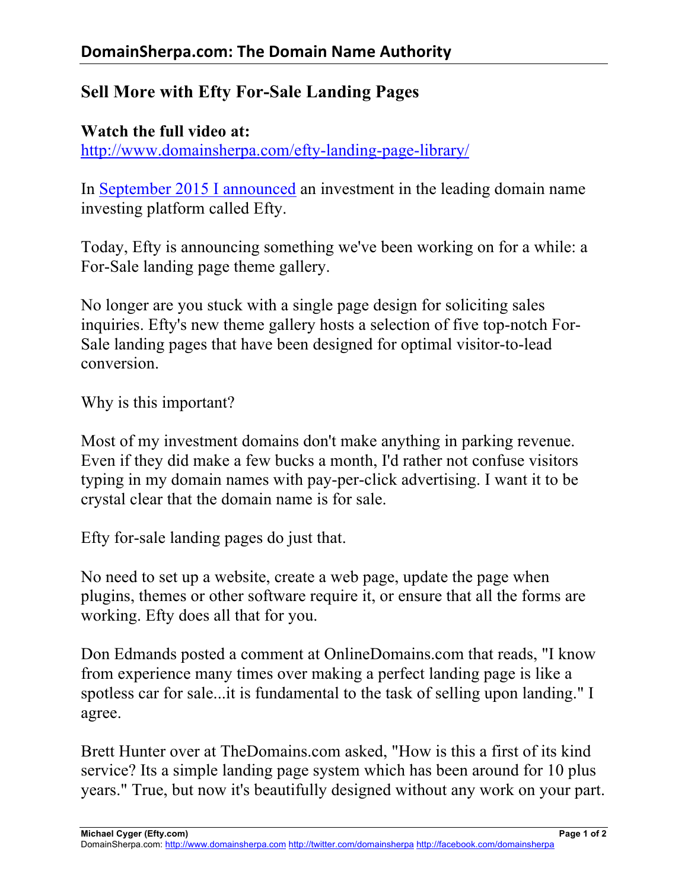# Sell More with Efty For-Sale Landing Pages

**Watch the full video at:**
[http://www.domainsherpa.com/efty-landing-page-library/](http://www.domainsherpa.com/efty-landing-page-library/)

In [September 2015 I announced](#) an investment in the leading domain name investing platform called Efty.

Today, Efty is announcing something we've been working on for a while: a For-Sale landing page theme gallery.

No longer are you stuck with a single page design for soliciting sales inquiries. Efty's new theme gallery hosts a selection of five top-notch For-Sale landing pages that have been designed for optimal visitor-to-lead conversion.

Why is this important?

Most of my investment domains don't make anything in parking revenue. Even if they did make a few bucks a month, I'd rather not confuse visitors typing in my domain names with pay-per-click advertising. I want it to be crystal clear that the domain name is for sale.

Efty for-sale landing pages do just that.

No need to set up a website, create a web page, update the page when plugins, themes or other software require it, or ensure that all the forms are working. Efty does all that for you.

Don Edmands posted a comment at OnlineDomains.com that reads, "I know from experience many times over making a perfect landing page is like a spotless car for sale...it is fundamental to the task of selling upon landing." I agree.

Brett Hunter over at TheDomains.com asked, "How is this a first of its kind service? Its a simple landing page system which has been around for 10 plus years." True, but now it's beautifully designed without any work on your part.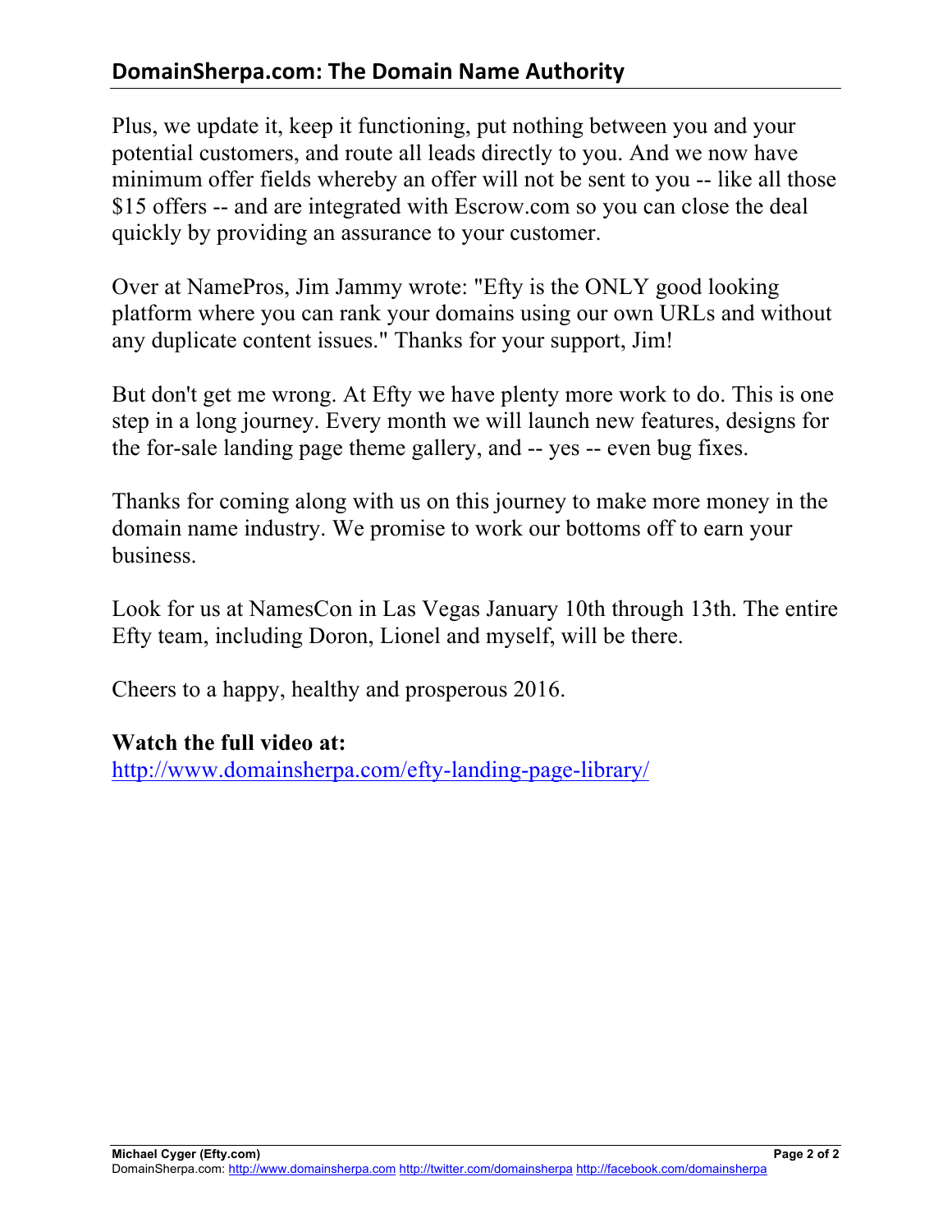Plus, we update it, keep it functioning, put nothing between you and your potential customers, and route all leads directly to you. And we now have minimum offer fields whereby an offer will not be sent to you -- like all those $15 offers -- and are integrated with Escrow.com so you can close the deal quickly by providing an assurance to your customer.

Over at NamePros, Jim Jammy wrote: "Efty is the ONLY good looking platform where you can rank your domains using our own URLs and without any duplicate content issues." Thanks for your support, Jim!

But don't get me wrong. At Efty we have plenty more work to do. This is one step in a long journey. Every month we will launch new features, designs for the for-sale landing page theme gallery, and -- yes -- even bug fixes.

Thanks for coming along with us on this journey to make more money in the domain name industry. We promise to work our bottoms off to earn your business.

Look for us at NamesCon in Las Vegas January 10th through 13th. The entire Efty team, including Doron, Lionel and myself, will be there.

Cheers to a happy, healthy and prosperous 2016.

**Watch the full video at:**
[http://www.domainsherpa.com/efty-landing-page-library/](http://www.domainsherpa.com/efty-landing-page-library/)